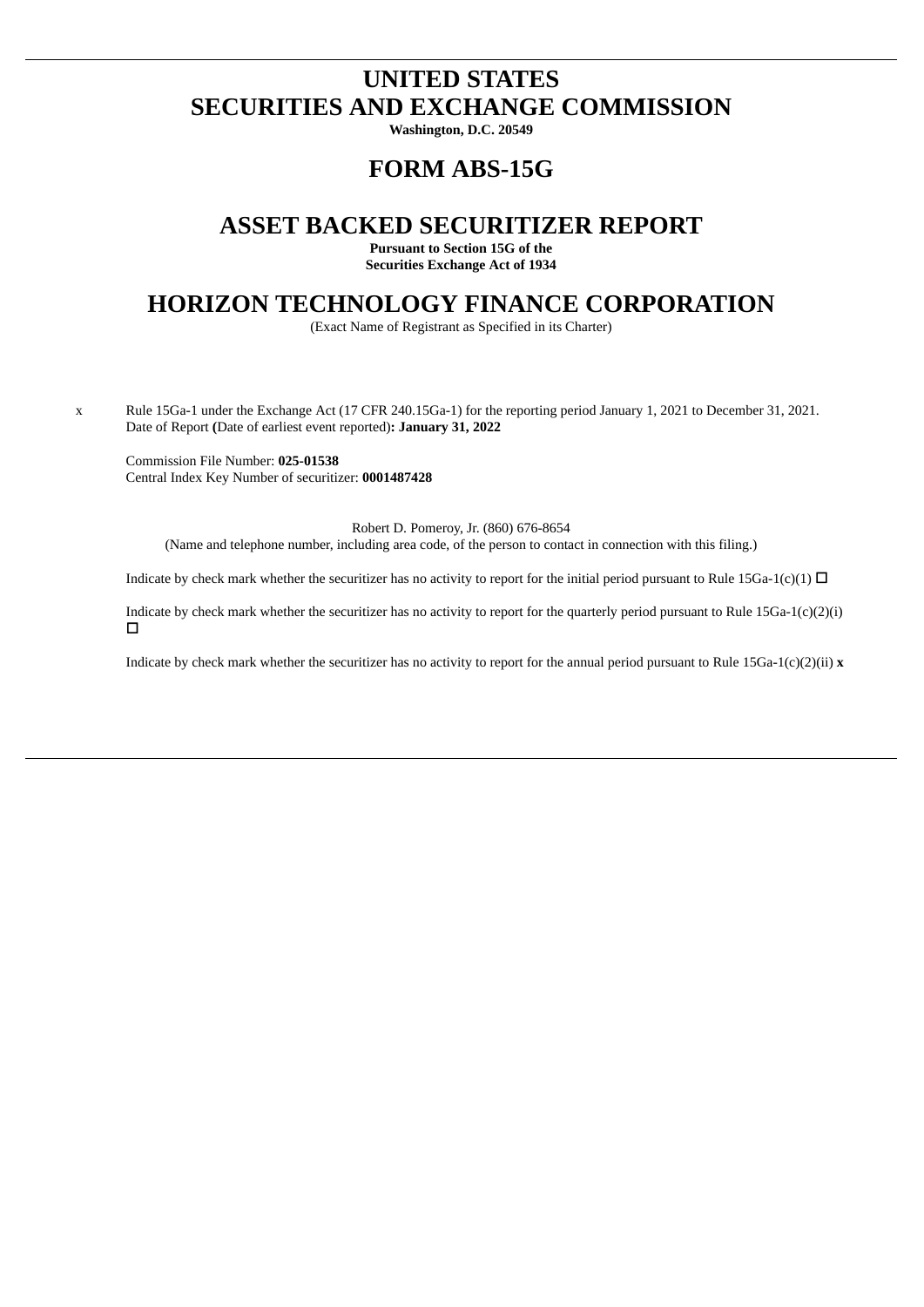# UNITED STATES
# SECURITIES AND EXCHANGE COMMISSION

**Washington, D.C. 20549**

# FORM ABS-15G

# ASSET BACKED SECURITIZER REPORT

**Pursuant to Section 15G of the**
**Securities Exchange Act of 1934**

# HORIZON TECHNOLOGY FINANCE CORPORATION

(Exact Name of Registrant as Specified in its Charter)

x Rule 15Ga-1 under the Exchange Act (17 CFR 240.15Ga-1) for the reporting period January 1, 2021 to December 31, 2021.
Date of Report **(**Date of earliest event reported**): January 31, 2022**

Commission File Number: **025-01538**
Central Index Key Number of securitizer: **0001487428**

Robert D. Pomeroy, Jr. (860) 676-8654
(Name and telephone number, including area code, of the person to contact in connection with this filing.)

Indicate by check mark whether the securitizer has no activity to report for the initial period pursuant to Rule 15Ga-1(c)(1) ☐

Indicate by check mark whether the securitizer has no activity to report for the quarterly period pursuant to Rule 15Ga-1(c)(2)(i) ☐

Indicate by check mark whether the securitizer has no activity to report for the annual period pursuant to Rule 15Ga-1(c)(2)(ii) **x**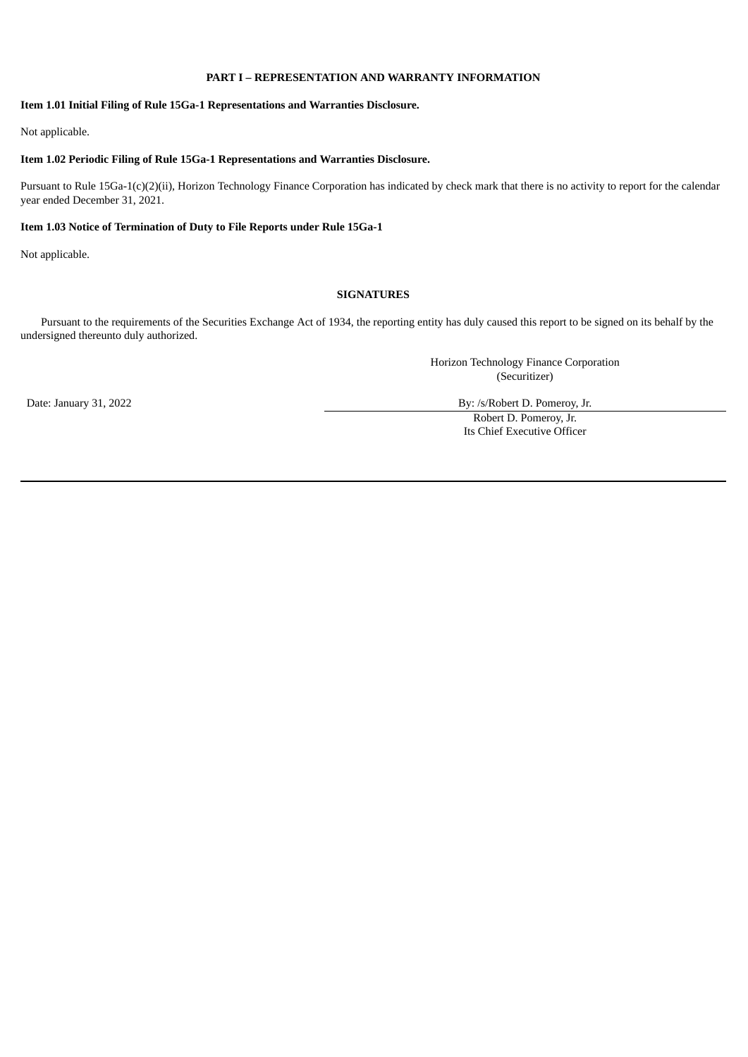## PART I – REPRESENTATION AND WARRANTY INFORMATION

**Item 1.01 Initial Filing of Rule 15Ga-1 Representations and Warranties Disclosure.**

Not applicable.

**Item 1.02 Periodic Filing of Rule 15Ga-1 Representations and Warranties Disclosure.**

Pursuant to Rule 15Ga-1(c)(2)(ii), Horizon Technology Finance Corporation has indicated by check mark that there is no activity to report for the calendar year ended December 31, 2021.

**Item 1.03 Notice of Termination of Duty to File Reports under Rule 15Ga-1**

Not applicable.

## SIGNATURES

Pursuant to the requirements of the Securities Exchange Act of 1934, the reporting entity has duly caused this report to be signed on its behalf by the undersigned thereunto duly authorized.

Horizon Technology Finance Corporation
(Securitizer)

Date: January 31, 2022

By: /s/Robert D. Pomeroy, Jr.
Robert D. Pomeroy, Jr.
Its Chief Executive Officer